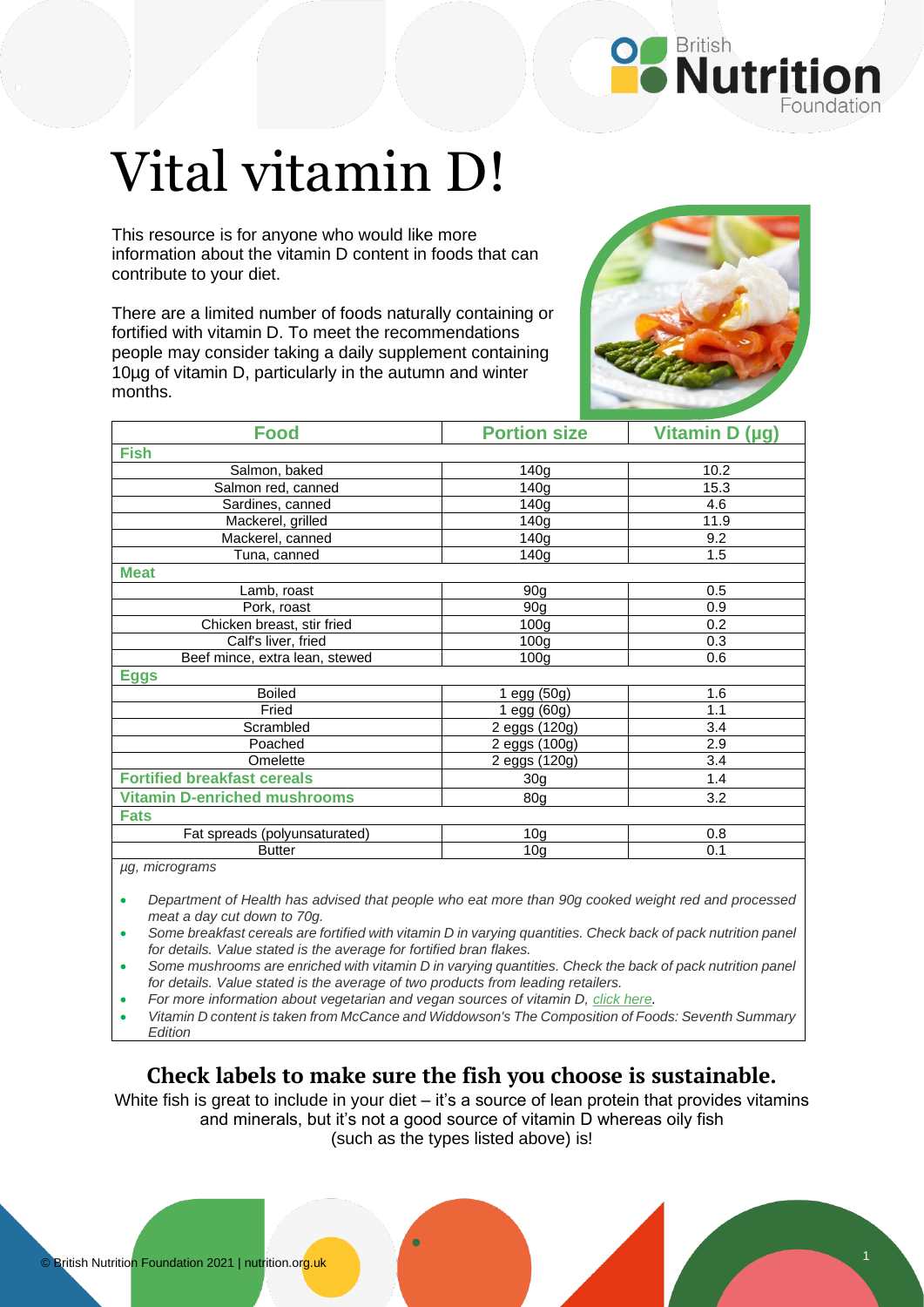# Vital vitamin D!

This resource is for anyone who would like more information about the vitamin D content in foods that can contribute to your diet.

There are a limited number of foods naturally containing or fortified with vitamin D. To meet the recommendations people may consider taking a daily supplement containing 10µg of vitamin D, particularly in the autumn and winter months.

| Food | Portion size | Vitamin D (µg) |
|---|---|---|
| **Fish** | | |
| Salmon, baked | 140g | 10.2 |
| Salmon red, canned | 140g | 15.3 |
| Sardines, canned | 140g | 4.6 |
| Mackerel, grilled | 140g | 11.9 |
| Mackerel, canned | 140g | 9.2 |
| Tuna, canned | 140g | 1.5 |
| **Meat** | | |
| Lamb, roast | 90g | 0.5 |
| Pork, roast | 90g | 0.9 |
| Chicken breast, stir fried | 100g | 0.2 |
| Calf's liver, fried | 100g | 0.3 |
| Beef mince, extra lean, stewed | 100g | 0.6 |
| **Eggs** | | |
| Boiled | 1 egg (50g) | 1.6 |
| Fried | 1 egg (60g) | 1.1 |
| Scrambled | 2 eggs (120g) | 3.4 |
| Poached | 2 eggs (100g) | 2.9 |
| Omelette | 2 eggs (120g) | 3.4 |
| **Fortified breakfast cereals** | 30g | 1.4 |
| **Vitamin D-enriched mushrooms** | 80g | 3.2 |
| **Fats** | | |
| Fat spreads (polyunsaturated) | 10g | 0.8 |
| Butter | 10g | 0.1 |

*µg, micrograms*

- *Department of Health has advised that people who eat more than 90g cooked weight red and processed meat a day cut down to 70g.*
- *Some breakfast cereals are fortified with vitamin D in varying quantities. Check back of pack nutrition panel for details. Value stated is the average for fortified bran flakes.*
- *Some mushrooms are enriched with vitamin D in varying quantities. Check the back of pack nutrition panel for details. Value stated is the average of two products from leading retailers.*
- *For more information about vegetarian and vegan sources of vitamin D, click here.*
- *Vitamin D content is taken from McCance and Widdowson's The Composition of Foods: Seventh Summary Edition*

## Check labels to make sure the fish you choose is sustainable.

White fish is great to include in your diet – it's a source of lean protein that provides vitamins and minerals, but it's not a good source of vitamin D whereas oily fish (such as the types listed above) is!

© British Nutrition Foundation 2021 | nutrition.org.uk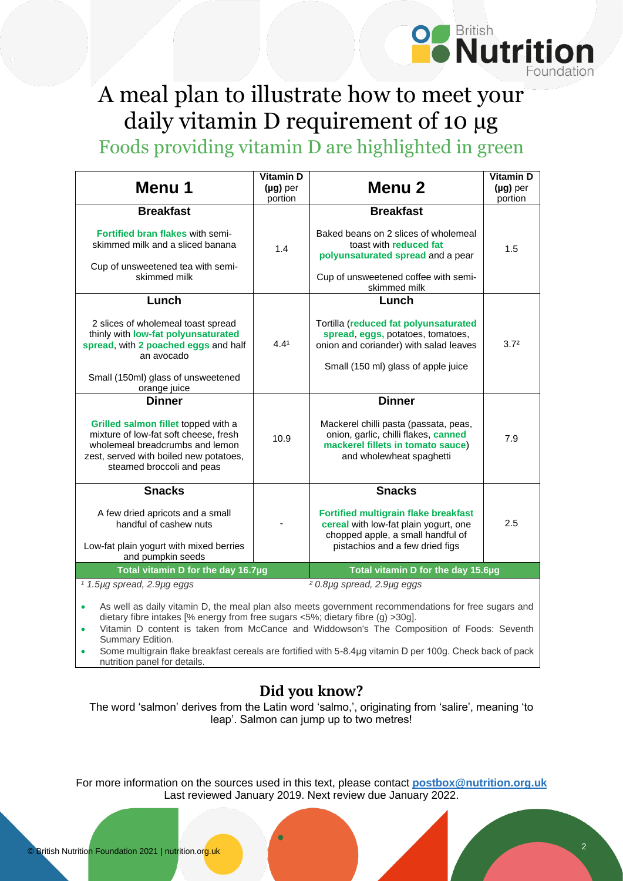# A meal plan to illustrate how to meet your daily vitamin D requirement of 10 µg

## Foods providing vitamin D are highlighted in green

| Menu 1 | Vitamin D (µg) per portion | Menu 2 | Vitamin D (µg) per portion |
|---|---|---|---|
| **Breakfast** | | **Breakfast** | |
| **Fortified bran flakes** with semi-skimmed milk and a sliced banana<br><br>Cup of unsweetened tea with semi-skimmed milk | 1.4 | Baked beans on 2 slices of wholemeal toast with **reduced fat polyunsaturated spread** and a pear<br><br>Cup of unsweetened coffee with semi-skimmed milk | 1.5 |
| **Lunch** | | **Lunch** | |
| 2 slices of wholemeal toast spread thinly with **low-fat polyunsaturated spread**, with **2 poached eggs** and half an avocado<br><br>Small (150ml) glass of unsweetened orange juice | 4.4[1] | Tortilla (**reduced fat polyunsaturated spread**, **eggs,** potatoes, tomatoes, onion and coriander) with salad leaves<br><br>Small (150 ml) glass of apple juice | 3.7[2] |
| **Dinner** | | **Dinner** | |
| **Grilled salmon fillet** topped with a mixture of low-fat soft cheese, fresh wholemeal breadcrumbs and lemon zest, served with boiled new potatoes, steamed broccoli and peas | 10.9 | Mackerel chilli pasta (passata, peas, onion, garlic, chilli flakes, **canned mackerel fillets in tomato sauce**) and wholewheat spaghetti | 7.9 |
| **Snacks** | | **Snacks** | |
| A few dried apricots and a small handful of cashew nuts<br><br>Low-fat plain yogurt with mixed berries and pumpkin seeds | - | **Fortified multigrain flake breakfast cereal** with low-fat plain yogurt, one chopped apple, a small handful of pistachios and a few dried figs | 2.5 |
| **Total vitamin D for the day 16.7µg** | | **Total vitamin D for the day 15.6µg** | |

*[1] 1.5µg spread, 2.9µg eggs*  *[2] 0.8µg spread, 2.9µg eggs*

- As well as daily vitamin D, the meal plan also meets government recommendations for free sugars and dietary fibre intakes [% energy from free sugars <5%; dietary fibre (g) >30g].
- Vitamin D content is taken from McCance and Widdowson's The Composition of Foods: Seventh Summary Edition.
- Some multigrain flake breakfast cereals are fortified with 5-8.4µg vitamin D per 100g. Check back of pack nutrition panel for details.

## Did you know?

The word 'salmon' derives from the Latin word 'salmo,', originating from 'salire', meaning 'to leap'. Salmon can jump up to two metres!

For more information on the sources used in this text, please contact **postbox@nutrition.org.uk**
Last reviewed January 2019. Next review due January 2022.

© British Nutrition Foundation 2021 | nutrition.org.uk